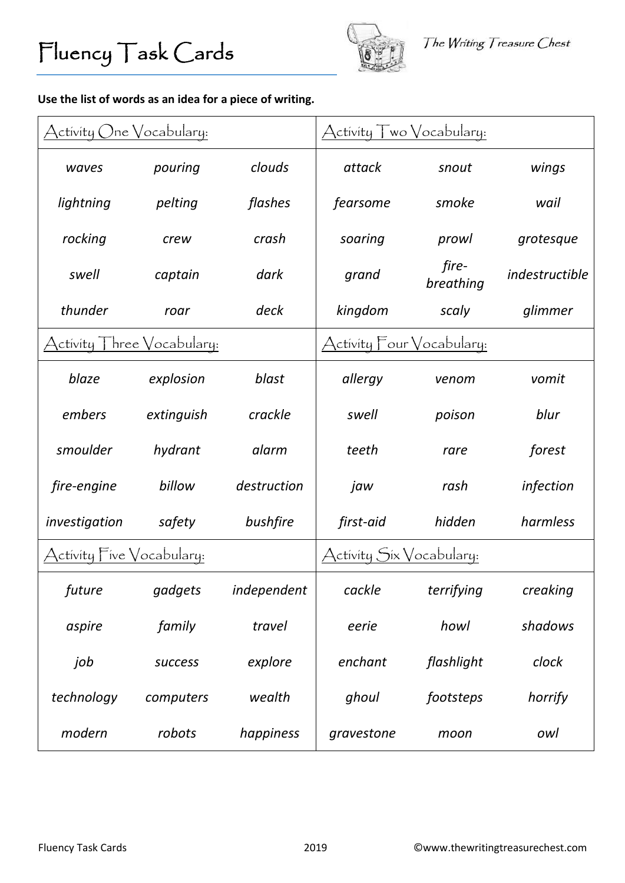# Fluency Task Cards

*The Writing Treasure Chest*

**Use the list of words as an idea for a piece of writing.**

## Activity One Vocabulary:

| | | |
|---|---|---|
| *waves* | *pouring* | *clouds* |
| *lightning* | *pelting* | *flashes* |
| *rocking* | *crew* | *crash* |
| *swell* | *captain* | *dark* |
| *thunder* | *roar* | *deck* |

## Activity Two Vocabulary:

| | | |
|---|---|---|
| *attack* | *snout* | *wings* |
| *fearsome* | *smoke* | *wail* |
| *soaring* | *prowl* | *grotesque* |
| *grand* | *fire-breathing* | *indestructible* |
| *kingdom* | *scaly* | *glimmer* |

## Activity Three Vocabulary:

| | | |
|---|---|---|
| *blaze* | *explosion* | *blast* |
| *embers* | *extinguish* | *crackle* |
| *smoulder* | *hydrant* | *alarm* |
| *fire-engine* | *billow* | *destruction* |
| *investigation* | *safety* | *bushfire* |

## Activity Four Vocabulary:

| | | |
|---|---|---|
| *allergy* | *venom* | *vomit* |
| *swell* | *poison* | *blur* |
| *teeth* | *rare* | *forest* |
| *jaw* | *rash* | *infection* |
| *first-aid* | *hidden* | *harmless* |

## Activity Five Vocabulary:

| | | |
|---|---|---|
| *future* | *gadgets* | *independent* |
| *aspire* | *family* | *travel* |
| *job* | *success* | *explore* |
| *technology* | *computers* | *wealth* |
| *modern* | *robots* | *happiness* |

## Activity Six Vocabulary:

| | | |
|---|---|---|
| *cackle* | *terrifying* | *creaking* |
| *eerie* | *howl* | *shadows* |
| *enchant* | *flashlight* | *clock* |
| *ghoul* | *footsteps* | *horrify* |
| *gravestone* | *moon* | *owl* |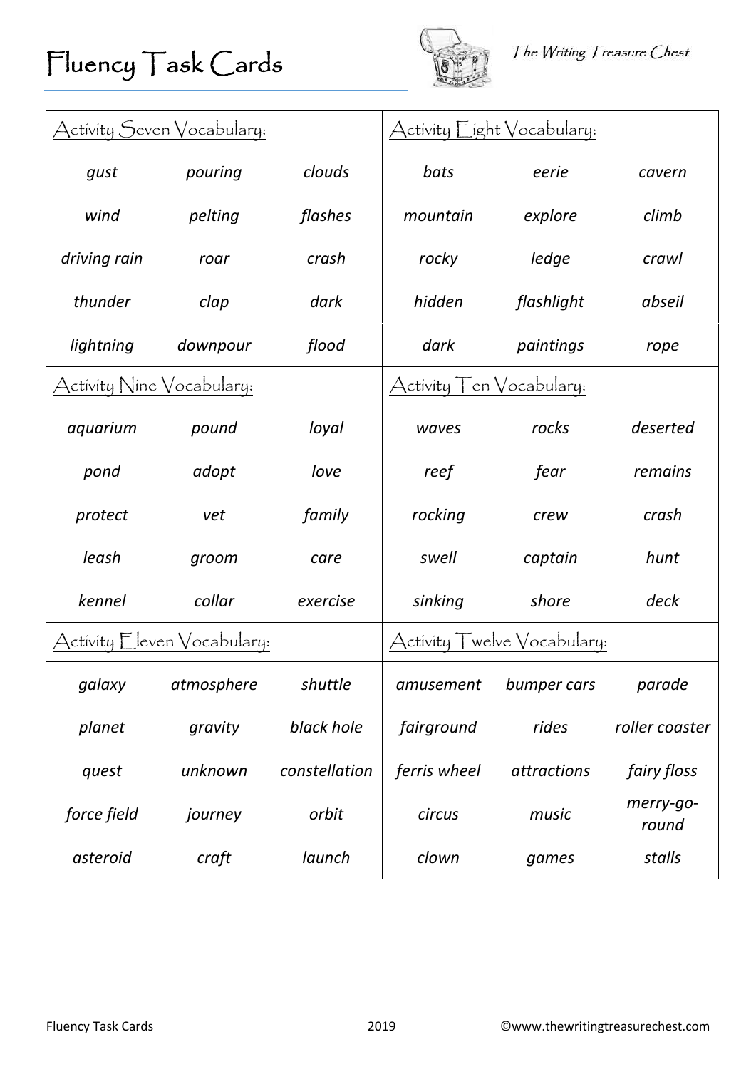# Fluency Task Cards

*The Writing Treasure Chest*

| Activity Seven Vocabulary: | | | Activity Eight Vocabulary: | | |
|---|---|---|---|---|---|
| *gust* | *pouring* | *clouds* | *bats* | *eerie* | *cavern* |
| *wind* | *pelting* | *flashes* | *mountain* | *explore* | *climb* |
| *driving rain* | *roar* | *crash* | *rocky* | *ledge* | *crawl* |
| *thunder* | *clap* | *dark* | *hidden* | *flashlight* | *abseil* |
| *lightning* | *downpour* | *flood* | *dark* | *paintings* | *rope* |

| Activity Nine Vocabulary: | | | Activity Ten Vocabulary: | | |
|---|---|---|---|---|---|
| *aquarium* | *pound* | *loyal* | *waves* | *rocks* | *deserted* |
| *pond* | *adopt* | *love* | *reef* | *fear* | *remains* |
| *protect* | *vet* | *family* | *rocking* | *crew* | *crash* |
| *leash* | *groom* | *care* | *swell* | *captain* | *hunt* |
| *kennel* | *collar* | *exercise* | *sinking* | *shore* | *deck* |

| Activity Eleven Vocabulary: | | | Activity Twelve Vocabulary: | | |
|---|---|---|---|---|---|
| *galaxy* | *atmosphere* | *shuttle* | *amusement* | *bumper cars* | *parade* |
| *planet* | *gravity* | *black hole* | *fairground* | *rides* | *roller coaster* |
| *quest* | *unknown* | *constellation* | *ferris wheel* | *attractions* | *fairy floss* |
| *force field* | *journey* | *orbit* | *circus* | *music* | *merry-go-round* |
| *asteroid* | *craft* | *launch* | *clown* | *games* | *stalls* |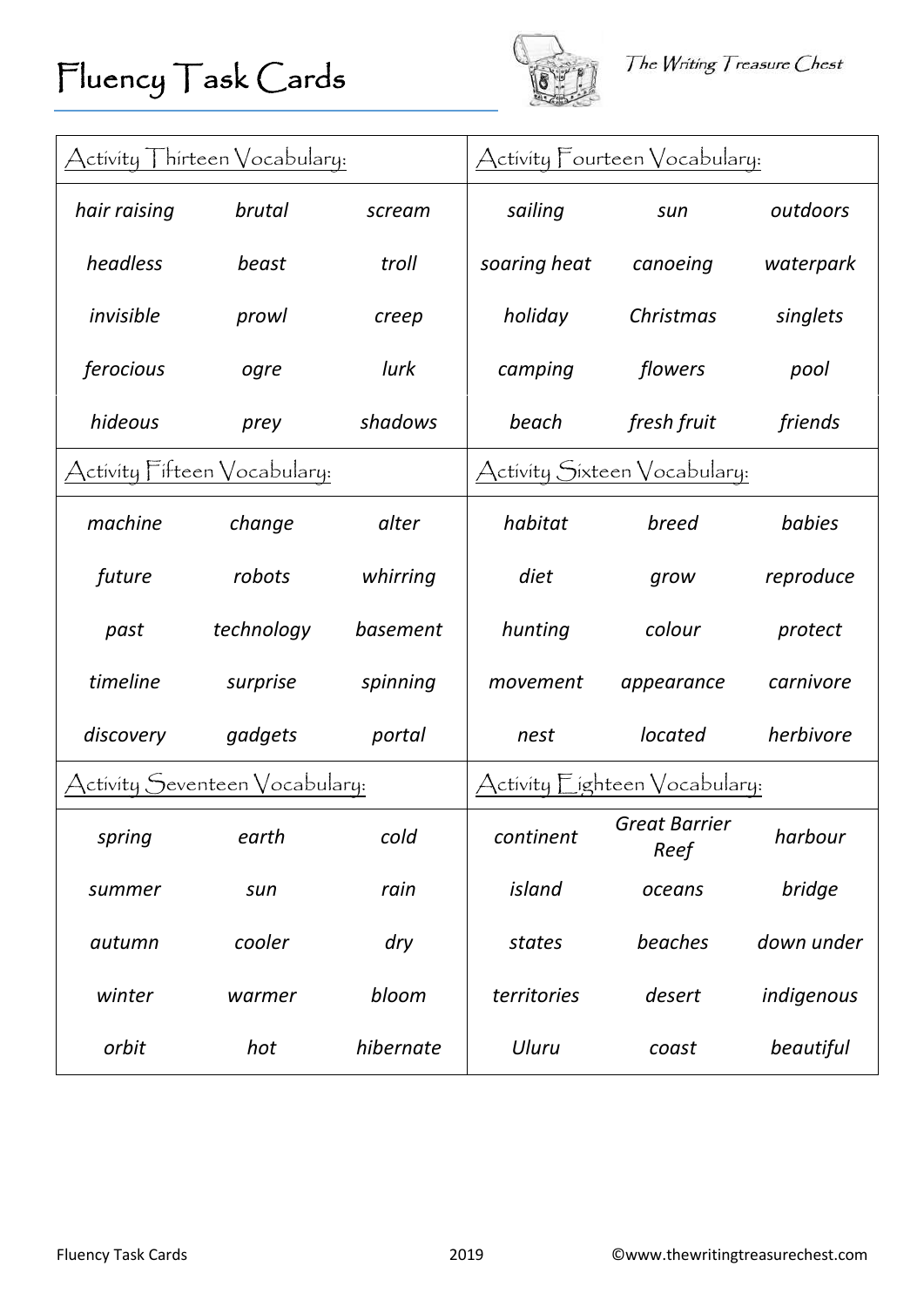# Fluency Task Cards

The Writing Treasure Chest

| Activity Thirteen Vocabulary: | | | Activity Fourteen Vocabulary: | | |
|---|---|---|---|---|---|
| *hair raising* | *brutal* | *scream* | *sailing* | *sun* | *outdoors* |
| *headless* | *beast* | *troll* | *soaring heat* | *canoeing* | *waterpark* |
| *invisible* | *prowl* | *creep* | *holiday* | *Christmas* | *singlets* |
| *ferocious* | *ogre* | *lurk* | *camping* | *flowers* | *pool* |
| *hideous* | *prey* | *shadows* | *beach* | *fresh fruit* | *friends* |

| Activity Fifteen Vocabulary: | | | Activity Sixteen Vocabulary: | | |
|---|---|---|---|---|---|
| *machine* | *change* | *alter* | *habitat* | *breed* | *babies* |
| *future* | *robots* | *whirring* | *diet* | *grow* | *reproduce* |
| *past* | *technology* | *basement* | *hunting* | *colour* | *protect* |
| *timeline* | *surprise* | *spinning* | *movement* | *appearance* | *carnivore* |
| *discovery* | *gadgets* | *portal* | *nest* | *located* | *herbivore* |

| Activity Seventeen Vocabulary: | | | Activity Eighteen Vocabulary: | | |
|---|---|---|---|---|---|
| *spring* | *earth* | *cold* | *continent* | *Great Barrier Reef* | *harbour* |
| *summer* | *sun* | *rain* | *island* | *oceans* | *bridge* |
| *autumn* | *cooler* | *dry* | *states* | *beaches* | *down under* |
| *winter* | *warmer* | *bloom* | *territories* | *desert* | *indigenous* |
| *orbit* | *hot* | *hibernate* | *Uluru* | *coast* | *beautiful* |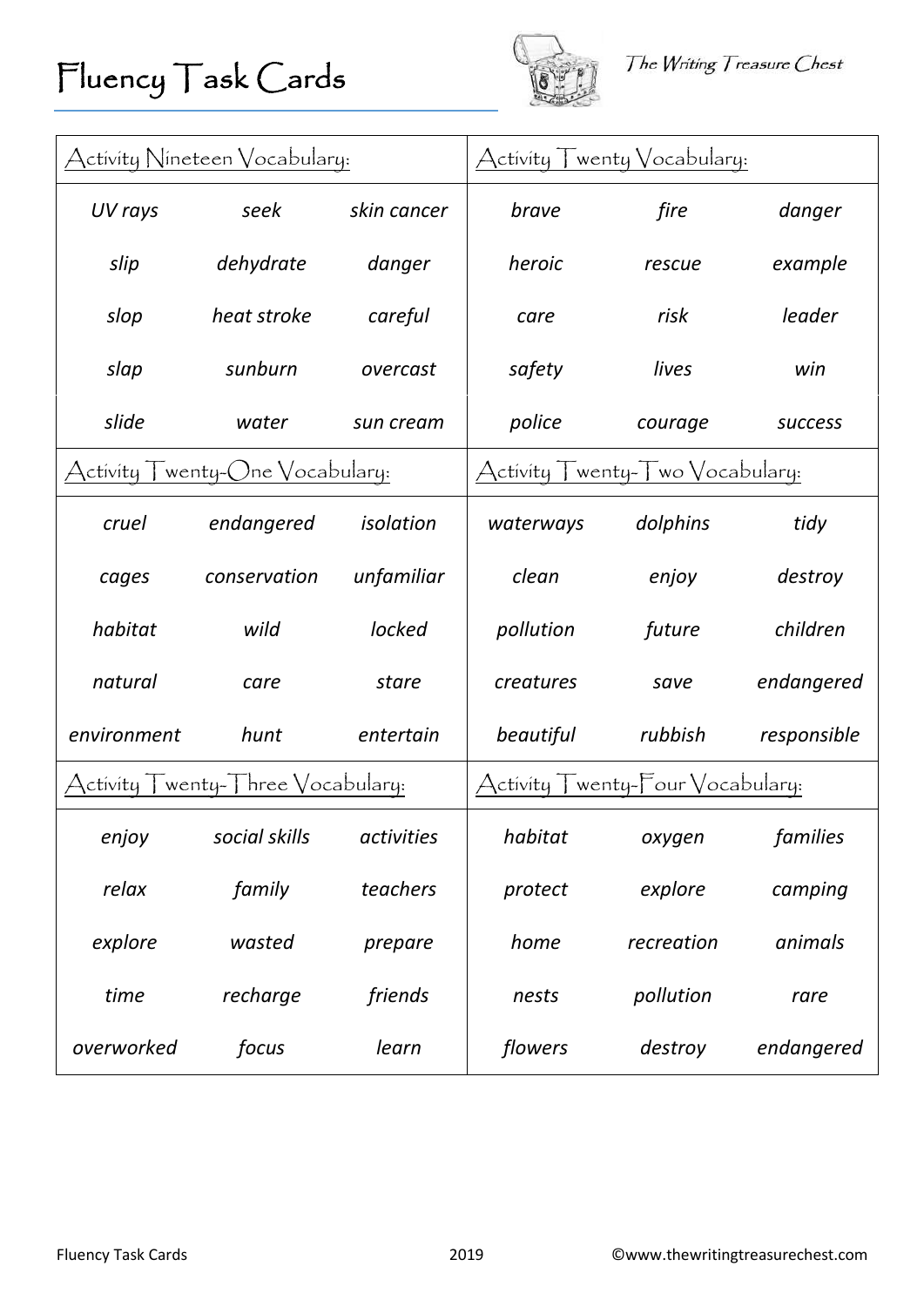# Fluency Task Cards

The Writing Treasure Chest

| Activity Nineteen Vocabulary: | | | Activity Twenty Vocabulary: | | |
|---|---|---|---|---|---|
| *UV rays* | *seek* | *skin cancer* | *brave* | *fire* | *danger* |
| *slip* | *dehydrate* | *danger* | *heroic* | *rescue* | *example* |
| *slop* | *heat stroke* | *careful* | *care* | *risk* | *leader* |
| *slap* | *sunburn* | *overcast* | *safety* | *lives* | *win* |
| *slide* | *water* | *sun cream* | *police* | *courage* | *success* |

| Activity Twenty-One Vocabulary: | | | Activity Twenty-Two Vocabulary: | | |
|---|---|---|---|---|---|
| *cruel* | *endangered* | *isolation* | *waterways* | *dolphins* | *tidy* |
| *cages* | *conservation* | *unfamiliar* | *clean* | *enjoy* | *destroy* |
| *habitat* | *wild* | *locked* | *pollution* | *future* | *children* |
| *natural* | *care* | *stare* | *creatures* | *save* | *endangered* |
| *environment* | *hunt* | *entertain* | *beautiful* | *rubbish* | *responsible* |

| Activity Twenty-Three Vocabulary: | | | Activity Twenty-Four Vocabulary: | | |
|---|---|---|---|---|---|
| *enjoy* | *social skills* | *activities* | *habitat* | *oxygen* | *families* |
| *relax* | *family* | *teachers* | *protect* | *explore* | *camping* |
| *explore* | *wasted* | *prepare* | *home* | *recreation* | *animals* |
| *time* | *recharge* | *friends* | *nests* | *pollution* | *rare* |
| *overworked* | *focus* | *learn* | *flowers* | *destroy* | *endangered* |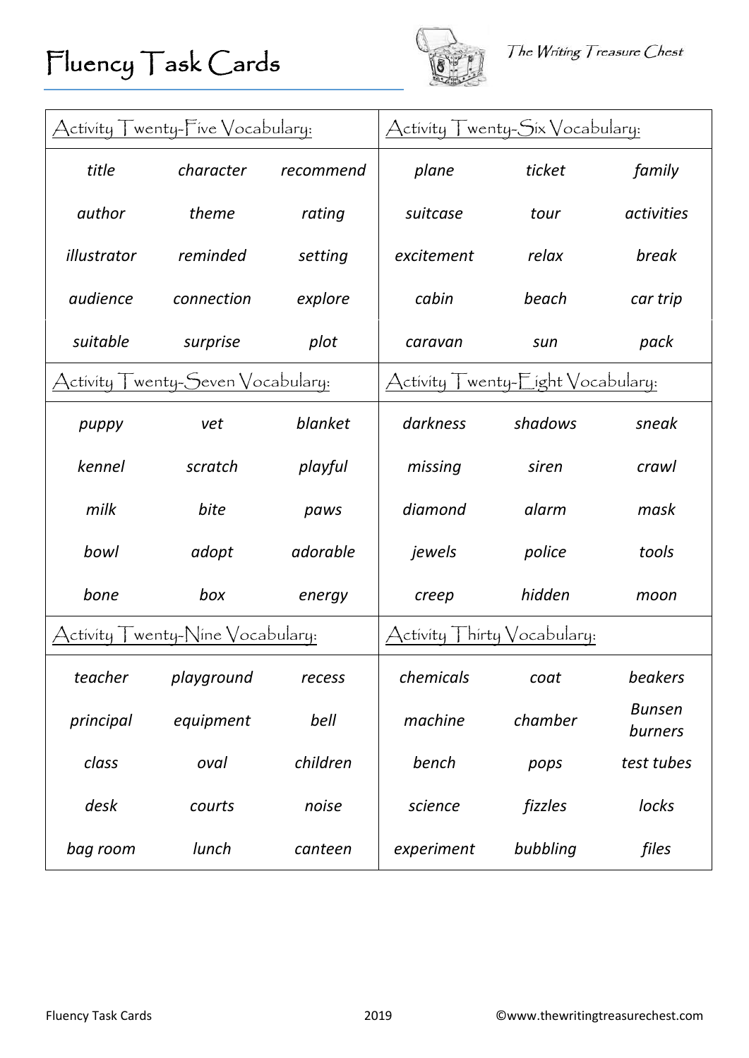# Fluency Task Cards

The Writing Treasure Chest

| Activity Twenty-Five Vocabulary: | | |
|---|---|---|
| *title* | *character* | *recommend* |
| *author* | *theme* | *rating* |
| *illustrator* | *reminded* | *setting* |
| *audience* | *connection* | *explore* |
| *suitable* | *surprise* | *plot* |

| Activity Twenty-Six Vocabulary: | | |
|---|---|---|
| *plane* | *ticket* | *family* |
| *suitcase* | *tour* | *activities* |
| *excitement* | *relax* | *break* |
| *cabin* | *beach* | *car trip* |
| *caravan* | *sun* | *pack* |

| Activity Twenty-Seven Vocabulary: | | |
|---|---|---|
| *puppy* | *vet* | *blanket* |
| *kennel* | *scratch* | *playful* |
| *milk* | *bite* | *paws* |
| *bowl* | *adopt* | *adorable* |
| *bone* | *box* | *energy* |

| Activity Twenty-Eight Vocabulary: | | |
|---|---|---|
| *darkness* | *shadows* | *sneak* |
| *missing* | *siren* | *crawl* |
| *diamond* | *alarm* | *mask* |
| *jewels* | *police* | *tools* |
| *creep* | *hidden* | *moon* |

| Activity Twenty-Nine Vocabulary: | | |
|---|---|---|
| *teacher* | *playground* | *recess* |
| *principal* | *equipment* | *bell* |
| *class* | *oval* | *children* |
| *desk* | *courts* | *noise* |
| *bag room* | *lunch* | *canteen* |

| Activity Thirty Vocabulary: | | |
|---|---|---|
| *chemicals* | *coat* | *beakers* |
| *machine* | *chamber* | *Bunsen burners* |
| *bench* | *pops* | *test tubes* |
| *science* | *fizzles* | *locks* |
| *experiment* | *bubbling* | *files* |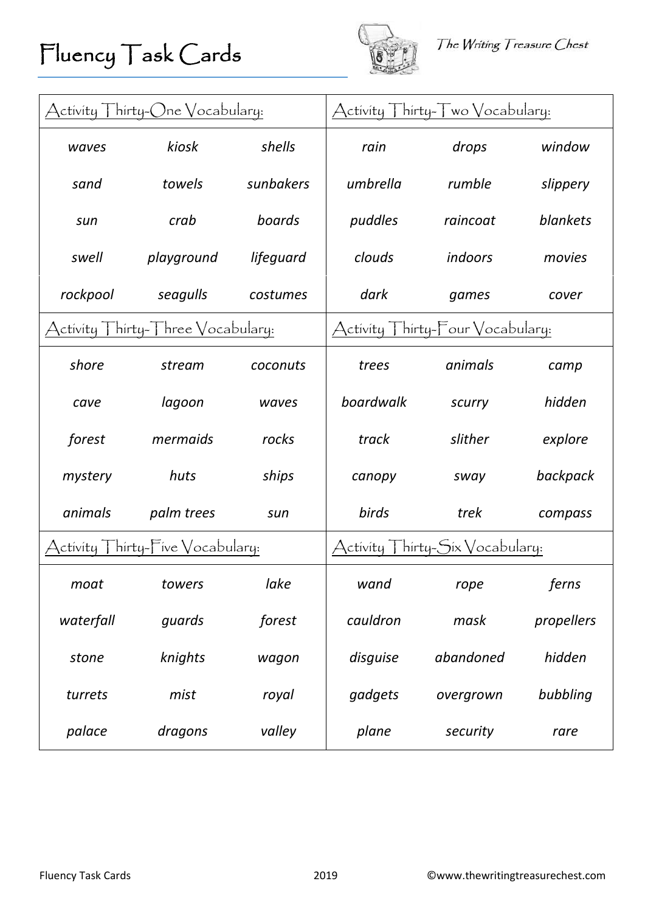# Fluency Task Cards

The Writing Treasure Chest

| Activity Thirty-One Vocabulary: | | | Activity Thirty-Two Vocabulary: | | |
|---|---|---|---|---|---|
| *waves* | *kiosk* | *shells* | *rain* | *drops* | *window* |
| *sand* | *towels* | *sunbakers* | *umbrella* | *rumble* | *slippery* |
| *sun* | *crab* | *boards* | *puddles* | *raincoat* | *blankets* |
| *swell* | *playground* | *lifeguard* | *clouds* | *indoors* | *movies* |
| *rockpool* | *seagulls* | *costumes* | *dark* | *games* | *cover* |

| Activity Thirty-Three Vocabulary: | | | Activity Thirty-Four Vocabulary: | | |
|---|---|---|---|---|---|
| *shore* | *stream* | *coconuts* | *trees* | *animals* | *camp* |
| *cave* | *lagoon* | *waves* | *boardwalk* | *scurry* | *hidden* |
| *forest* | *mermaids* | *rocks* | *track* | *slither* | *explore* |
| *mystery* | *huts* | *ships* | *canopy* | *sway* | *backpack* |
| *animals* | *palm trees* | *sun* | *birds* | *trek* | *compass* |

| Activity Thirty-Five Vocabulary: | | | Activity Thirty-Six Vocabulary: | | |
|---|---|---|---|---|---|
| *moat* | *towers* | *lake* | *wand* | *rope* | *ferns* |
| *waterfall* | *guards* | *forest* | *cauldron* | *mask* | *propellers* |
| *stone* | *knights* | *wagon* | *disguise* | *abandoned* | *hidden* |
| *turrets* | *mist* | *royal* | *gadgets* | *overgrown* | *bubbling* |
| *palace* | *dragons* | *valley* | *plane* | *security* | *rare* |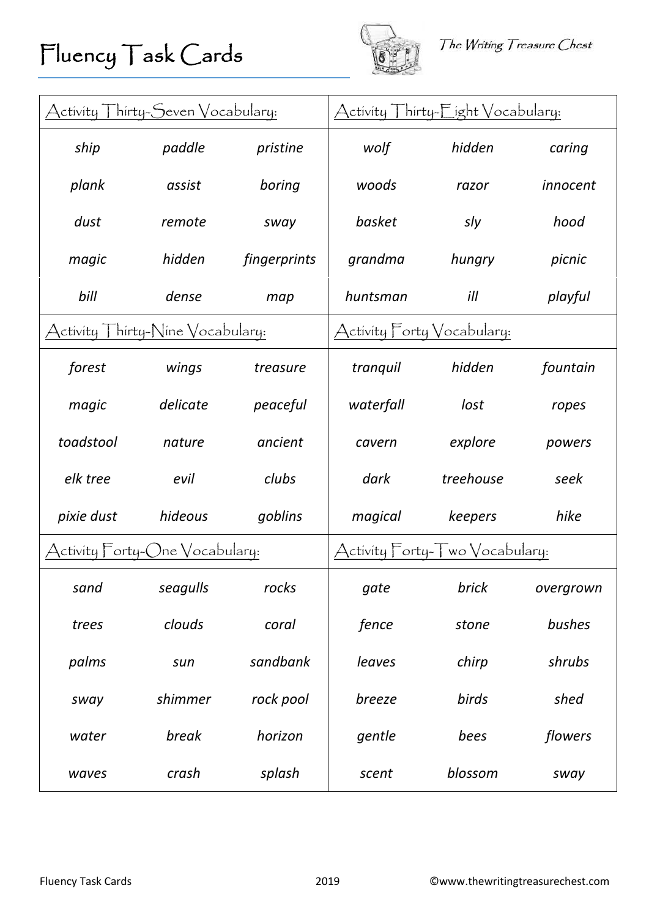# Fluency Task Cards

*The Writing Treasure Chest*

## Activity Thirty-Seven Vocabulary:

| | | |
|---|---|---|
| *ship* | *paddle* | *pristine* |
| *plank* | *assist* | *boring* |
| *dust* | *remote* | *sway* |
| *magic* | *hidden* | *fingerprints* |
| *bill* | *dense* | *map* |

## Activity Thirty-Eight Vocabulary:

| | | |
|---|---|---|
| *wolf* | *hidden* | *caring* |
| *woods* | *razor* | *innocent* |
| *basket* | *sly* | *hood* |
| *grandma* | *hungry* | *picnic* |
| *huntsman* | *ill* | *playful* |

## Activity Thirty-Nine Vocabulary:

| | | |
|---|---|---|
| *forest* | *wings* | *treasure* |
| *magic* | *delicate* | *peaceful* |
| *toadstool* | *nature* | *ancient* |
| *elk tree* | *evil* | *clubs* |
| *pixie dust* | *hideous* | *goblins* |

## Activity Forty Vocabulary:

| | | |
|---|---|---|
| *tranquil* | *hidden* | *fountain* |
| *waterfall* | *lost* | *ropes* |
| *cavern* | *explore* | *powers* |
| *dark* | *treehouse* | *seek* |
| *magical* | *keepers* | *hike* |

## Activity Forty-One Vocabulary:

| | | |
|---|---|---|
| *sand* | *seagulls* | *rocks* |
| *trees* | *clouds* | *coral* |
| *palms* | *sun* | *sandbank* |
| *sway* | *shimmer* | *rock pool* |
| *water* | *break* | *horizon* |
| *waves* | *crash* | *splash* |

## Activity Forty-Two Vocabulary:

| | | |
|---|---|---|
| *gate* | *brick* | *overgrown* |
| *fence* | *stone* | *bushes* |
| *leaves* | *chirp* | *shrubs* |
| *breeze* | *birds* | *shed* |
| *gentle* | *bees* | *flowers* |
| *scent* | *blossom* | *sway* |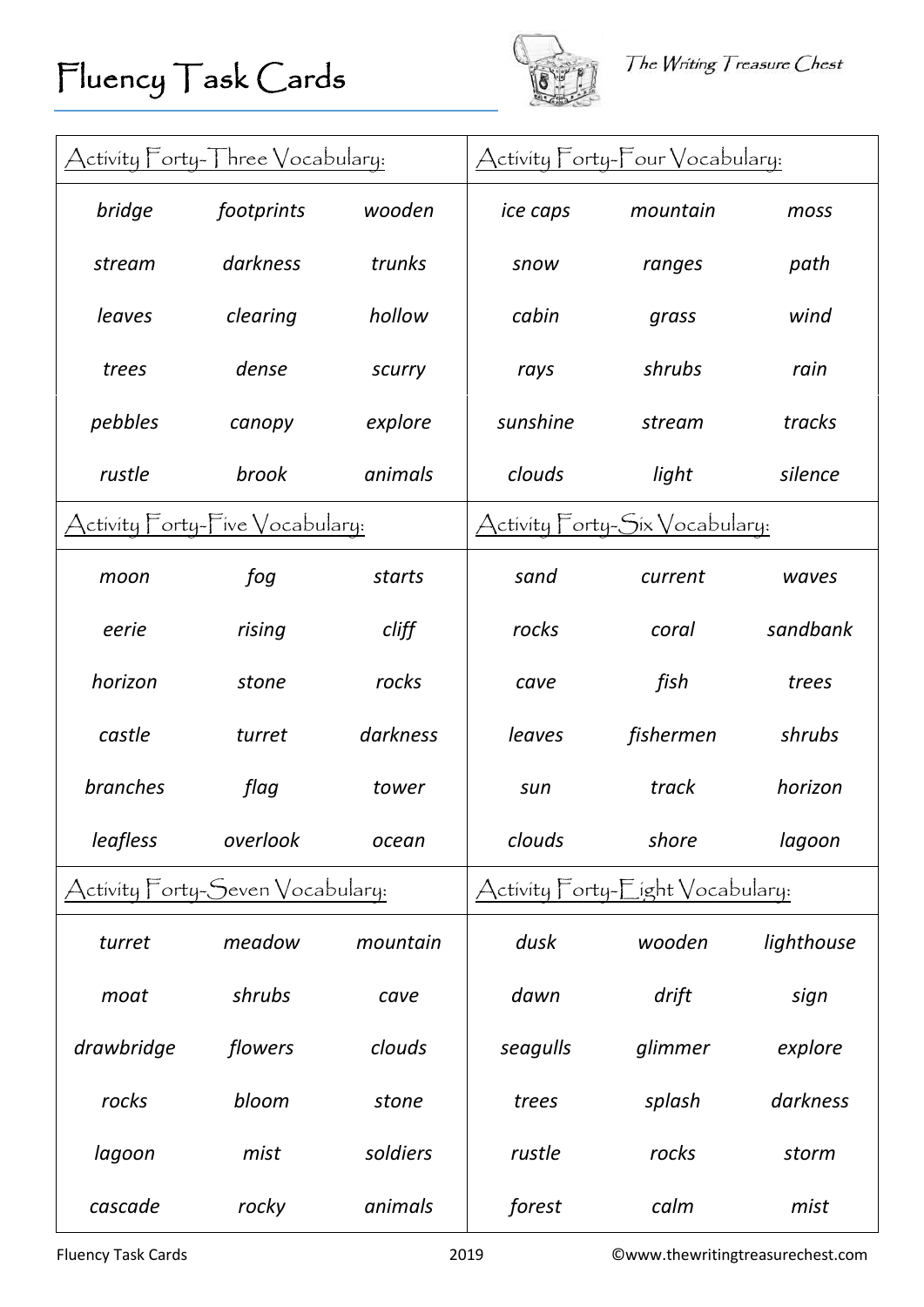# Fluency Task Cards

The Writing Treasure Chest

## Activity Forty-Three Vocabulary:

| | | |
|---|---|---|
| *bridge* | *footprints* | *wooden* |
| *stream* | *darkness* | *trunks* |
| *leaves* | *clearing* | *hollow* |
| *trees* | *dense* | *scurry* |
| *pebbles* | *canopy* | *explore* |
| *rustle* | *brook* | *animals* |

## Activity Forty-Four Vocabulary:

| | | |
|---|---|---|
| *ice caps* | *mountain* | *moss* |
| *snow* | *ranges* | *path* |
| *cabin* | *grass* | *wind* |
| *rays* | *shrubs* | *rain* |
| *sunshine* | *stream* | *tracks* |
| *clouds* | *light* | *silence* |

## Activity Forty-Five Vocabulary:

| | | |
|---|---|---|
| *moon* | *fog* | *starts* |
| *eerie* | *rising* | *cliff* |
| *horizon* | *stone* | *rocks* |
| *castle* | *turret* | *darkness* |
| *branches* | *flag* | *tower* |
| *leafless* | *overlook* | *ocean* |

## Activity Forty-Six Vocabulary:

| | | |
|---|---|---|
| *sand* | *current* | *waves* |
| *rocks* | *coral* | *sandbank* |
| *cave* | *fish* | *trees* |
| *leaves* | *fishermen* | *shrubs* |
| *sun* | *track* | *horizon* |
| *clouds* | *shore* | *lagoon* |

## Activity Forty-Seven Vocabulary:

| | | |
|---|---|---|
| *turret* | *meadow* | *mountain* |
| *moat* | *shrubs* | *cave* |
| *drawbridge* | *flowers* | *clouds* |
| *rocks* | *bloom* | *stone* |
| *lagoon* | *mist* | *soldiers* |
| *cascade* | *rocky* | *animals* |

## Activity Forty-Eight Vocabulary:

| | | |
|---|---|---|
| *dusk* | *wooden* | *lighthouse* |
| *dawn* | *drift* | *sign* |
| *seagulls* | *glimmer* | *explore* |
| *trees* | *splash* | *darkness* |
| *rustle* | *rocks* | *storm* |
| *forest* | *calm* | *mist* |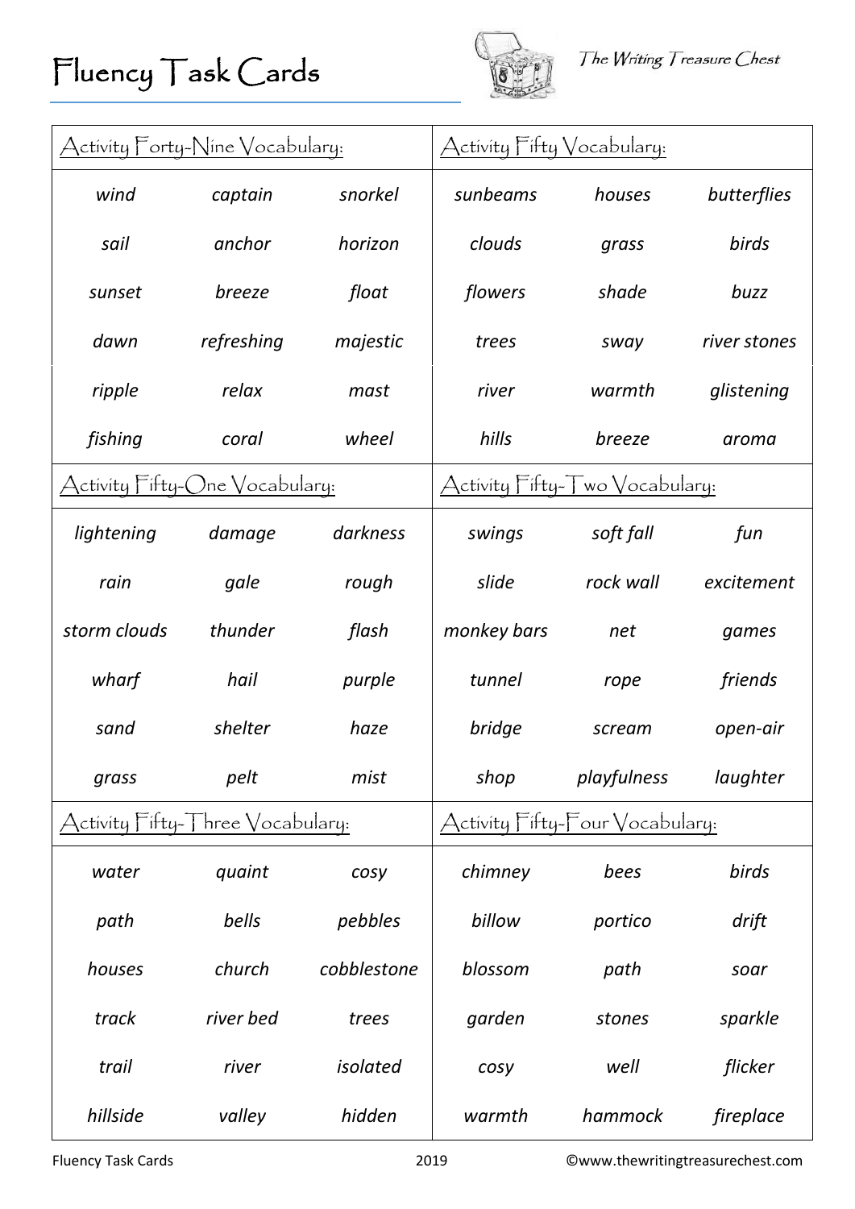# Fluency Task Cards

The Writing Treasure Chest

| Activity Forty-Nine Vocabulary: | | | Activity Fifty Vocabulary: | | |
|---|---|---|---|---|---|
| *wind* | *captain* | *snorkel* | *sunbeams* | *houses* | *butterflies* |
| *sail* | *anchor* | *horizon* | *clouds* | *grass* | *birds* |
| *sunset* | *breeze* | *float* | *flowers* | *shade* | *buzz* |
| *dawn* | *refreshing* | *majestic* | *trees* | *sway* | *river stones* |
| *ripple* | *relax* | *mast* | *river* | *warmth* | *glistening* |
| *fishing* | *coral* | *wheel* | *hills* | *breeze* | *aroma* |

| Activity Fifty-One Vocabulary: | | | Activity Fifty-Two Vocabulary: | | |
|---|---|---|---|---|---|
| *lightening* | *damage* | *darkness* | *swings* | *soft fall* | *fun* |
| *rain* | *gale* | *rough* | *slide* | *rock wall* | *excitement* |
| *storm clouds* | *thunder* | *flash* | *monkey bars* | *net* | *games* |
| *wharf* | *hail* | *purple* | *tunnel* | *rope* | *friends* |
| *sand* | *shelter* | *haze* | *bridge* | *scream* | *open-air* |
| *grass* | *pelt* | *mist* | *shop* | *playfulness* | *laughter* |

| Activity Fifty-Three Vocabulary: | | | Activity Fifty-Four Vocabulary: | | |
|---|---|---|---|---|---|
| *water* | *quaint* | *cosy* | *chimney* | *bees* | *birds* |
| *path* | *bells* | *pebbles* | *billow* | *portico* | *drift* |
| *houses* | *church* | *cobblestone* | *blossom* | *path* | *soar* |
| *track* | *river bed* | *trees* | *garden* | *stones* | *sparkle* |
| *trail* | *river* | *isolated* | *cosy* | *well* | *flicker* |
| *hillside* | *valley* | *hidden* | *warmth* | *hammock* | *fireplace* |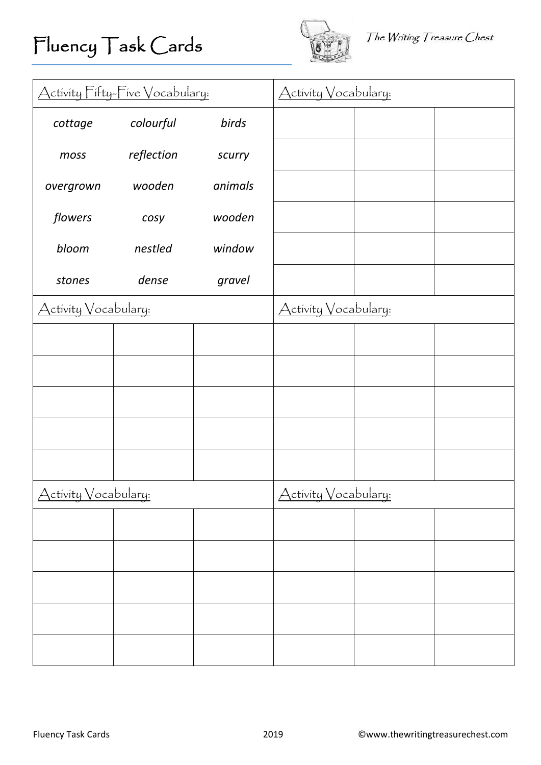# Fluency Task Cards

The Writing Treasure Chest

| Activity Fifty-Five Vocabulary: | | |
|---|---|---|
| *cottage* | *colourful* | *birds* |
| *moss* | *reflection* | *scurry* |
| *overgrown* | *wooden* | *animals* |
| *flowers* | *cosy* | *wooden* |
| *bloom* | *nestled* | *window* |
| *stones* | *dense* | *gravel* |

| Activity Vocabulary: | | |
|---|---|---|
| | | |
| | | |
| | | |
| | | |
| | | |
| | | |

| Activity Vocabulary: | | |
|---|---|---|
| | | |
| | | |
| | | |
| | | |
| | | |

| Activity Vocabulary: | | |
|---|---|---|
| | | |
| | | |
| | | |
| | | |
| | | |

| Activity Vocabulary: | | |
|---|---|---|
| | | |
| | | |
| | | |
| | | |
| | | |

| Activity Vocabulary: | | |
|---|---|---|
| | | |
| | | |
| | | |
| | | |
| | | |